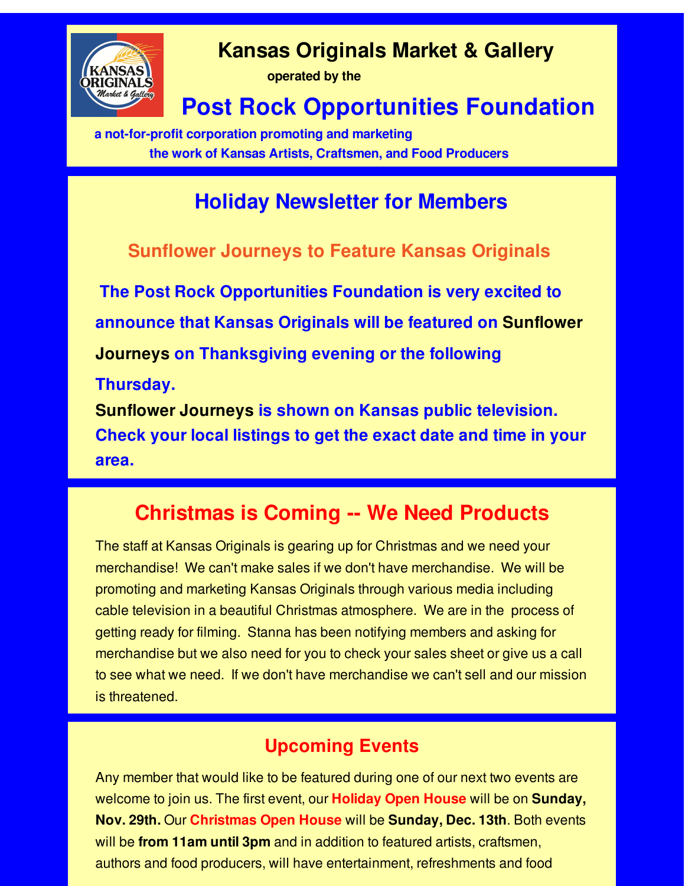# Kansas Originals Market & Gallery

**operated by the**

# Post Rock Opportunities Foundation

**a not-for-profit corporation promoting and marketing the work of Kansas Artists, Craftsmen, and Food Producers**

## Holiday Newsletter for Members

### Sunflower Journeys to Feature Kansas Originals

**The Post Rock Opportunities Foundation is very excited to announce that Kansas Originals will be featured on Sunflower Journeys on Thanksgiving evening or the following Thursday.**

**Sunflower Journeys is shown on Kansas public television. Check your local listings to get the exact date and time in your area.**

## Christmas is Coming -- We Need Products

The staff at Kansas Originals is gearing up for Christmas and we need your merchandise! We can't make sales if we don't have merchandise. We will be promoting and marketing Kansas Originals through various media including cable television in a beautiful Christmas atmosphere. We are in the process of getting ready for filming. Stanna has been notifying members and asking for merchandise but we also need for you to check your sales sheet or give us a call to see what we need. If we don't have merchandise we can't sell and our mission is threatened.

### Upcoming Events

Any member that would like to be featured during one of our next two events are welcome to join us. The first event, our **Holiday Open House** will be on **Sunday, Nov. 29th.** Our **Christmas Open House** will be **Sunday, Dec. 13th**. Both events will be **from 11am until 3pm** and in addition to featured artists, craftsmen, authors and food producers, will have entertainment, refreshments and food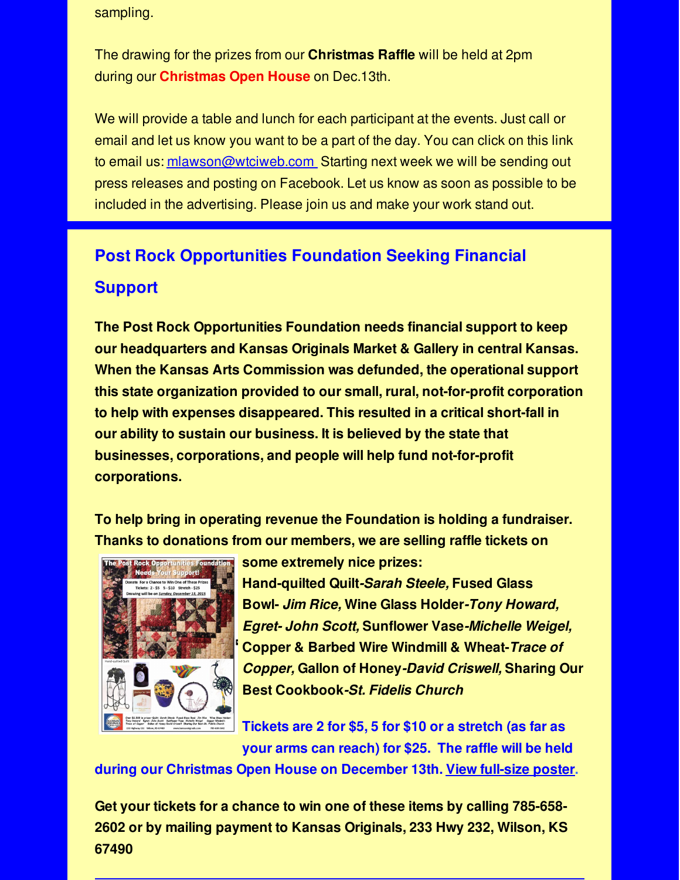sampling.

The drawing for the prizes from our **Christmas Raffle** will be held at 2pm during our **Christmas Open House** on Dec.13th.

We will provide a table and lunch for each participant at the events. Just call or email and let us know you want to be a part of the day. You can click on this link to email us: mlawson@wtciweb.com Starting next week we will be sending out press releases and posting on Facebook. Let us know as soon as possible to be included in the advertising. Please join us and make your work stand out.

## Post Rock Opportunities Foundation Seeking Financial Support

**The Post Rock Opportunities Foundation needs financial support to keep our headquarters and Kansas Originals Market & Gallery in central Kansas. When the Kansas Arts Commission was defunded, the operational support this state organization provided to our small, rural, not-for-profit corporation to help with expenses disappeared. This resulted in a critical short-fall in our ability to sustain our business. It is believed by the state that businesses, corporations, and people will help fund not-for-profit corporations.**

**To help bring in operating revenue the Foundation is holding a fundraiser. Thanks to donations from our members, we are selling raffle tickets on some extremely nice prizes: Hand-quilted Quilt-*Sarah Steele,* Fused Glass Bowl- *Jim Rice,* Wine Glass Holder-*Tony Howard, Egret- John Scott,* Sunflower Vase-*Michelle Weigel,* Copper & Barbed Wire Windmill & Wheat-*Trace of Copper,* Gallon of Honey-*David Criswell,* Sharing Our Best Cookbook-*St. Fidelis Church***

**Tickets are 2 for $5, 5 for $10 or a stretch (as far as your arms can reach) for $25. The raffle will be held during our Christmas Open House on December 13th.** [View full-size poster](#).

**Get your tickets for a chance to win one of these items by calling 785-658-2602 or by mailing payment to Kansas Originals, 233 Hwy 232, Wilson, KS 67490**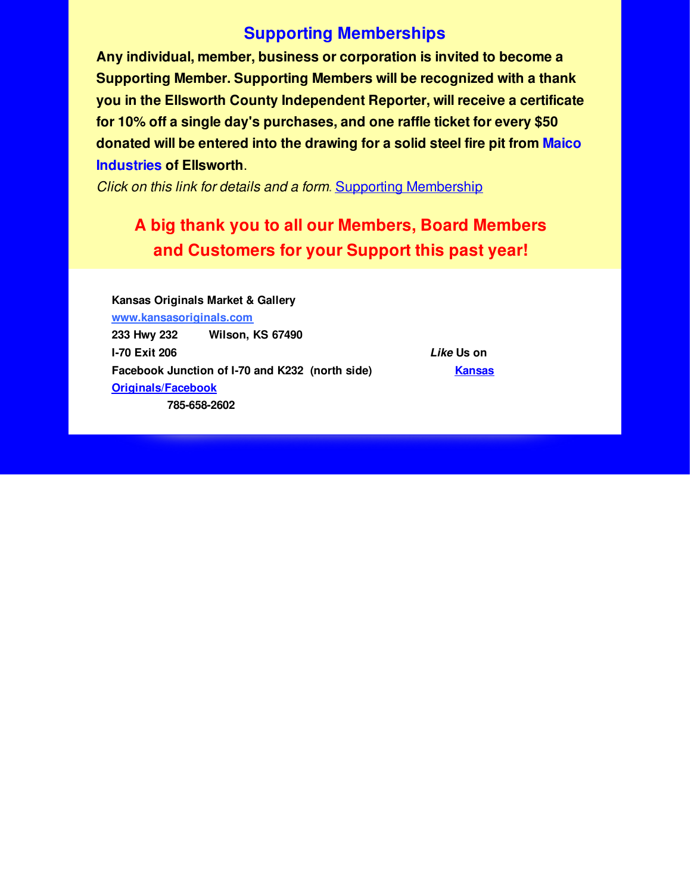## Supporting Memberships

**Any individual, member, business or corporation is invited to become a Supporting Member. Supporting Members will be recognized with a thank you in the Ellsworth County Independent Reporter, will receive a certificate for 10% off a single day's purchases, and one raffle ticket for every $50 donated will be entered into the drawing for a solid steel fire pit from Maico Industries of Ellsworth.**

*Click on this link for details and a form.* Supporting Membership

**A big thank you to all our Members, Board Members and Customers for your Support this past year!**

**Kansas Originals Market & Gallery**
**www.kansasoriginals.com**
**233 Hwy 232 Wilson, KS 67490**
**I-70 Exit 206**
**Junction of I-70 and K232 (north side)**
**785-658-2602**

***Like* Us on Facebook**
**Kansas Originals/Facebook**